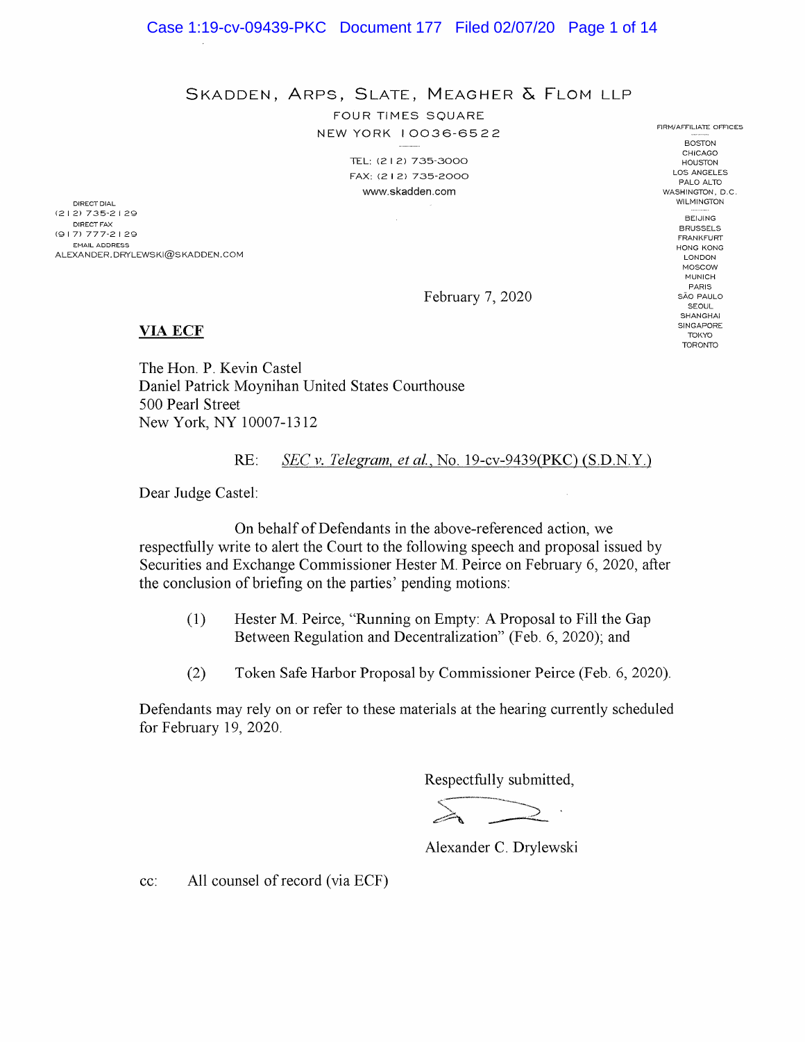SKADDEN, ARPS, SLATE, MEAGHER & FLOM LLP

FOUR TIMES SQUARE
NEW YORK 10036-6522

TEL: (212) 735-3000
FAX: (212) 735-2000
www.skadden.com

FIRM/AFFILIATE OFFICES

BOSTON
CHICAGO
HOUSTON
LOS ANGELES
PALO ALTO
WASHINGTON, D.C.
WILMINGTON

BEIJING
BRUSSELS
FRANKFURT
HONG KONG
LONDON
MOSCOW
MUNICH
PARIS
SÃO PAULO
SEOUL
SHANGHAI
SINGAPORE
TOKYO
TORONTO

DIRECT DIAL
(212) 735-2129
DIRECT FAX
(917) 777-2129
EMAIL ADDRESS
ALEXANDER.DRYLEWSKI@SKADDEN.COM

February 7, 2020

**VIA ECF**

The Hon. P. Kevin Castel
Daniel Patrick Moynihan United States Courthouse
500 Pearl Street
New York, NY 10007-1312

RE: *SEC v. Telegram, et al.*, No. 19-cv-9439(PKC) (S.D.N.Y.)

Dear Judge Castel:

On behalf of Defendants in the above-referenced action, we respectfully write to alert the Court to the following speech and proposal issued by Securities and Exchange Commissioner Hester M. Peirce on February 6, 2020, after the conclusion of briefing on the parties' pending motions:

(1) Hester M. Peirce, "Running on Empty: A Proposal to Fill the Gap Between Regulation and Decentralization" (Feb. 6, 2020); and

(2) Token Safe Harbor Proposal by Commissioner Peirce (Feb. 6, 2020).

Defendants may rely on or refer to these materials at the hearing currently scheduled for February 19, 2020.

Respectfully submitted,

Alexander C. Drylewski

cc: All counsel of record (via ECF)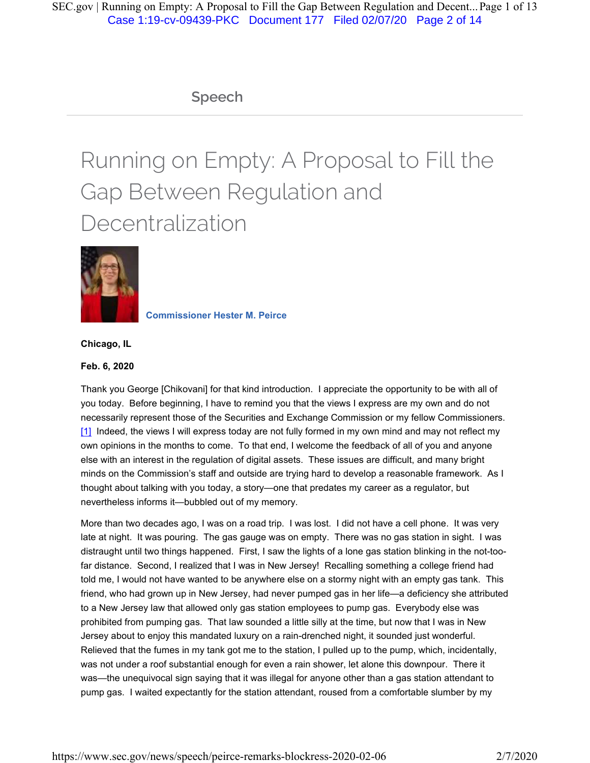Speech

# Running on Empty: A Proposal to Fill the Gap Between Regulation and Decentralization

**Commissioner Hester M. Peirce**

**Chicago, IL**

**Feb. 6, 2020**

Thank you George [Chikovani] for that kind introduction. I appreciate the opportunity to be with all of you today. Before beginning, I have to remind you that the views I express are my own and do not necessarily represent those of the Securities and Exchange Commission or my fellow Commissioners. [1] Indeed, the views I will express today are not fully formed in my own mind and may not reflect my own opinions in the months to come. To that end, I welcome the feedback of all of you and anyone else with an interest in the regulation of digital assets. These issues are difficult, and many bright minds on the Commission's staff and outside are trying hard to develop a reasonable framework. As I thought about talking with you today, a story—one that predates my career as a regulator, but nevertheless informs it—bubbled out of my memory.

More than two decades ago, I was on a road trip. I was lost. I did not have a cell phone. It was very late at night. It was pouring. The gas gauge was on empty. There was no gas station in sight. I was distraught until two things happened. First, I saw the lights of a lone gas station blinking in the not-too-far distance. Second, I realized that I was in New Jersey! Recalling something a college friend had told me, I would not have wanted to be anywhere else on a stormy night with an empty gas tank. This friend, who had grown up in New Jersey, had never pumped gas in her life—a deficiency she attributed to a New Jersey law that allowed only gas station employees to pump gas. Everybody else was prohibited from pumping gas. That law sounded a little silly at the time, but now that I was in New Jersey about to enjoy this mandated luxury on a rain-drenched night, it sounded just wonderful. Relieved that the fumes in my tank got me to the station, I pulled up to the pump, which, incidentally, was not under a roof substantial enough for even a rain shower, let alone this downpour. There it was—the unequivocal sign saying that it was illegal for anyone other than a gas station attendant to pump gas. I waited expectantly for the station attendant, roused from a comfortable slumber by my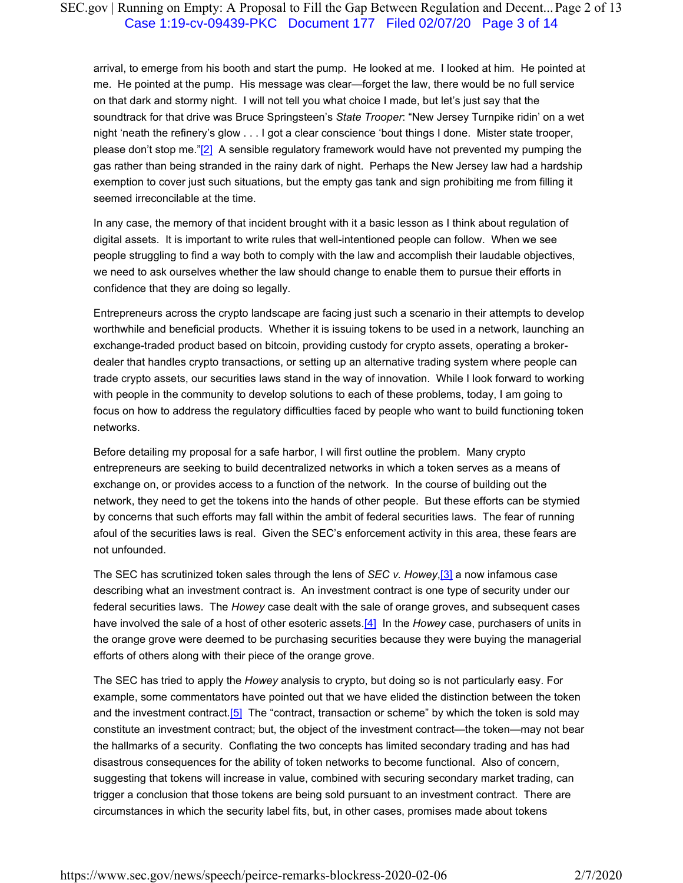arrival, to emerge from his booth and start the pump. He looked at me. I looked at him. He pointed at me. He pointed at the pump. His message was clear—forget the law, there would be no full service on that dark and stormy night. I will not tell you what choice I made, but let's just say that the soundtrack for that drive was Bruce Springsteen's *State Trooper*: "New Jersey Turnpike ridin' on a wet night 'neath the refinery's glow . . . I got a clear conscience 'bout things I done. Mister state trooper, please don't stop me."[2] A sensible regulatory framework would have not prevented my pumping the gas rather than being stranded in the rainy dark of night. Perhaps the New Jersey law had a hardship exemption to cover just such situations, but the empty gas tank and sign prohibiting me from filling it seemed irreconcilable at the time.

In any case, the memory of that incident brought with it a basic lesson as I think about regulation of digital assets. It is important to write rules that well-intentioned people can follow. When we see people struggling to find a way both to comply with the law and accomplish their laudable objectives, we need to ask ourselves whether the law should change to enable them to pursue their efforts in confidence that they are doing so legally.

Entrepreneurs across the crypto landscape are facing just such a scenario in their attempts to develop worthwhile and beneficial products. Whether it is issuing tokens to be used in a network, launching an exchange-traded product based on bitcoin, providing custody for crypto assets, operating a broker-dealer that handles crypto transactions, or setting up an alternative trading system where people can trade crypto assets, our securities laws stand in the way of innovation. While I look forward to working with people in the community to develop solutions to each of these problems, today, I am going to focus on how to address the regulatory difficulties faced by people who want to build functioning token networks.

Before detailing my proposal for a safe harbor, I will first outline the problem. Many crypto entrepreneurs are seeking to build decentralized networks in which a token serves as a means of exchange on, or provides access to a function of the network. In the course of building out the network, they need to get the tokens into the hands of other people. But these efforts can be stymied by concerns that such efforts may fall within the ambit of federal securities laws. The fear of running afoul of the securities laws is real. Given the SEC's enforcement activity in this area, these fears are not unfounded.

The SEC has scrutinized token sales through the lens of *SEC v. Howey*,[3] a now infamous case describing what an investment contract is. An investment contract is one type of security under our federal securities laws. The *Howey* case dealt with the sale of orange groves, and subsequent cases have involved the sale of a host of other esoteric assets.[4] In the *Howey* case, purchasers of units in the orange grove were deemed to be purchasing securities because they were buying the managerial efforts of others along with their piece of the orange grove.

The SEC has tried to apply the *Howey* analysis to crypto, but doing so is not particularly easy. For example, some commentators have pointed out that we have elided the distinction between the token and the investment contract.[5] The "contract, transaction or scheme" by which the token is sold may constitute an investment contract; but, the object of the investment contract—the token—may not bear the hallmarks of a security. Conflating the two concepts has limited secondary trading and has had disastrous consequences for the ability of token networks to become functional. Also of concern, suggesting that tokens will increase in value, combined with securing secondary market trading, can trigger a conclusion that those tokens are being sold pursuant to an investment contract. There are circumstances in which the security label fits, but, in other cases, promises made about tokens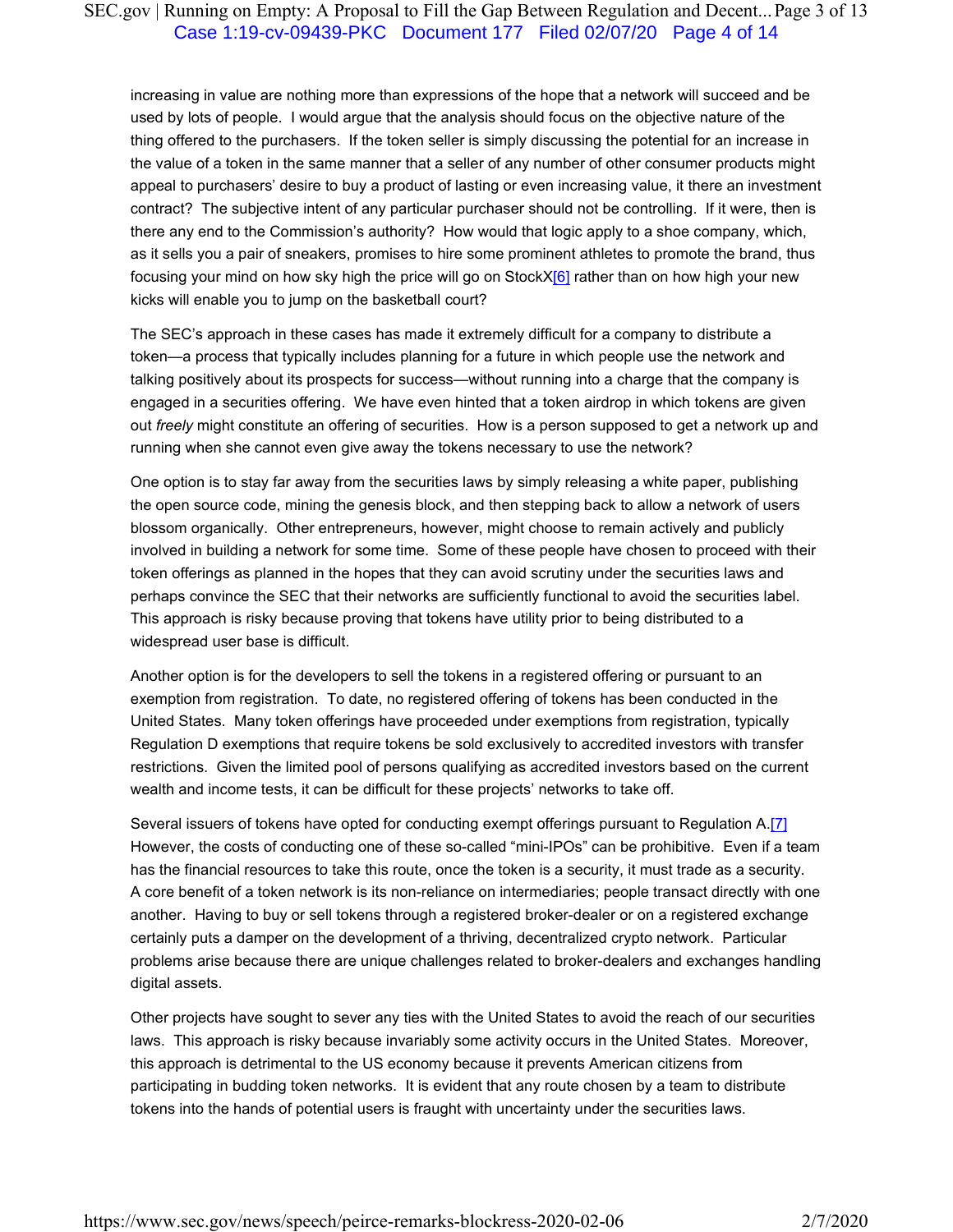increasing in value are nothing more than expressions of the hope that a network will succeed and be used by lots of people. I would argue that the analysis should focus on the objective nature of the thing offered to the purchasers. If the token seller is simply discussing the potential for an increase in the value of a token in the same manner that a seller of any number of other consumer products might appeal to purchasers' desire to buy a product of lasting or even increasing value, it there an investment contract? The subjective intent of any particular purchaser should not be controlling. If it were, then is there any end to the Commission's authority? How would that logic apply to a shoe company, which, as it sells you a pair of sneakers, promises to hire some prominent athletes to promote the brand, thus focusing your mind on how sky high the price will go on StockX[6] rather than on how high your new kicks will enable you to jump on the basketball court?

The SEC's approach in these cases has made it extremely difficult for a company to distribute a token—a process that typically includes planning for a future in which people use the network and talking positively about its prospects for success—without running into a charge that the company is engaged in a securities offering. We have even hinted that a token airdrop in which tokens are given out *freely* might constitute an offering of securities. How is a person supposed to get a network up and running when she cannot even give away the tokens necessary to use the network?

One option is to stay far away from the securities laws by simply releasing a white paper, publishing the open source code, mining the genesis block, and then stepping back to allow a network of users blossom organically. Other entrepreneurs, however, might choose to remain actively and publicly involved in building a network for some time. Some of these people have chosen to proceed with their token offerings as planned in the hopes that they can avoid scrutiny under the securities laws and perhaps convince the SEC that their networks are sufficiently functional to avoid the securities label. This approach is risky because proving that tokens have utility prior to being distributed to a widespread user base is difficult.

Another option is for the developers to sell the tokens in a registered offering or pursuant to an exemption from registration. To date, no registered offering of tokens has been conducted in the United States. Many token offerings have proceeded under exemptions from registration, typically Regulation D exemptions that require tokens be sold exclusively to accredited investors with transfer restrictions. Given the limited pool of persons qualifying as accredited investors based on the current wealth and income tests, it can be difficult for these projects' networks to take off.

Several issuers of tokens have opted for conducting exempt offerings pursuant to Regulation A.[7] However, the costs of conducting one of these so-called "mini-IPOs" can be prohibitive. Even if a team has the financial resources to take this route, once the token is a security, it must trade as a security. A core benefit of a token network is its non-reliance on intermediaries; people transact directly with one another. Having to buy or sell tokens through a registered broker-dealer or on a registered exchange certainly puts a damper on the development of a thriving, decentralized crypto network. Particular problems arise because there are unique challenges related to broker-dealers and exchanges handling digital assets.

Other projects have sought to sever any ties with the United States to avoid the reach of our securities laws. This approach is risky because invariably some activity occurs in the United States. Moreover, this approach is detrimental to the US economy because it prevents American citizens from participating in budding token networks. It is evident that any route chosen by a team to distribute tokens into the hands of potential users is fraught with uncertainty under the securities laws.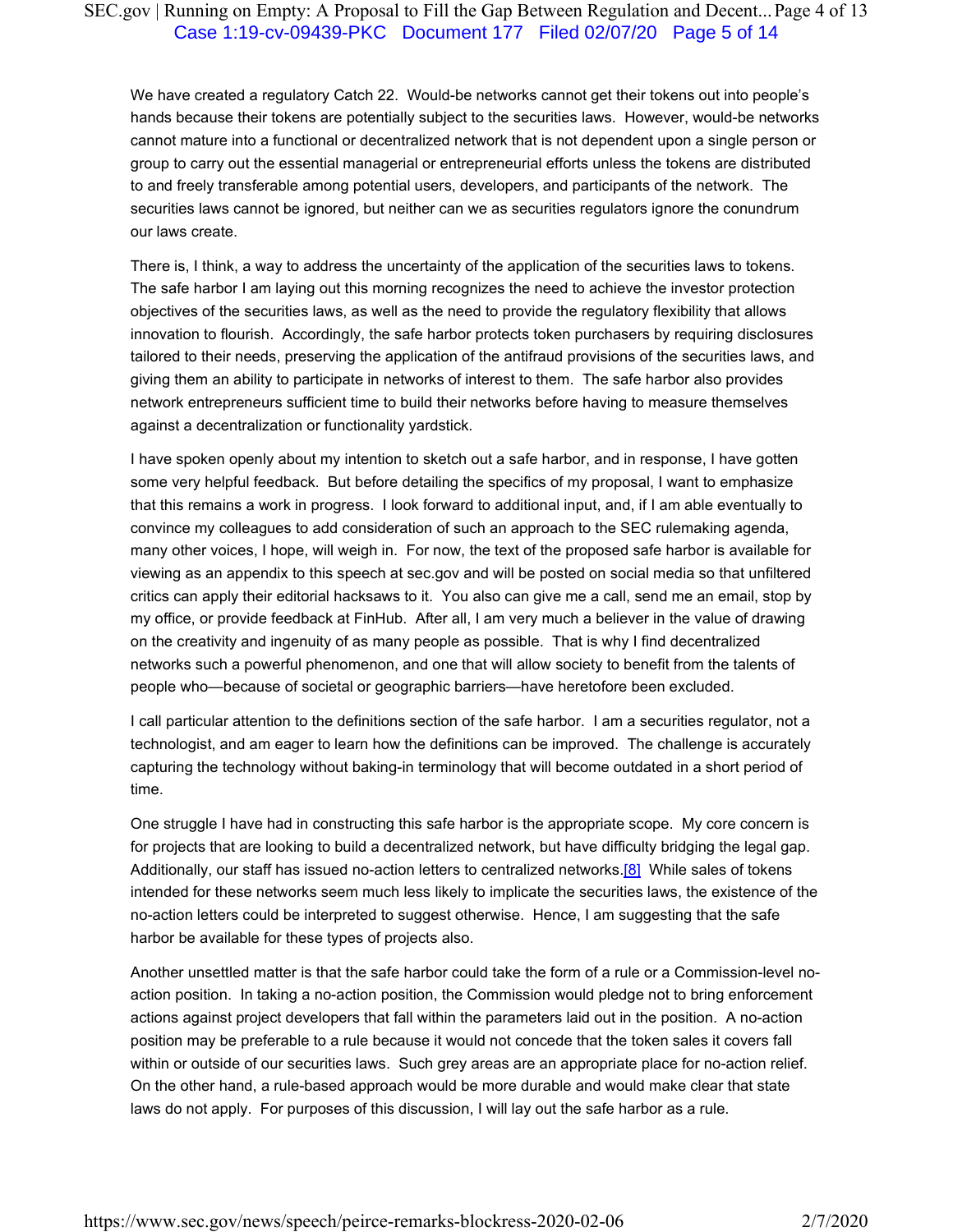We have created a regulatory Catch 22. Would-be networks cannot get their tokens out into people's hands because their tokens are potentially subject to the securities laws. However, would-be networks cannot mature into a functional or decentralized network that is not dependent upon a single person or group to carry out the essential managerial or entrepreneurial efforts unless the tokens are distributed to and freely transferable among potential users, developers, and participants of the network. The securities laws cannot be ignored, but neither can we as securities regulators ignore the conundrum our laws create.

There is, I think, a way to address the uncertainty of the application of the securities laws to tokens. The safe harbor I am laying out this morning recognizes the need to achieve the investor protection objectives of the securities laws, as well as the need to provide the regulatory flexibility that allows innovation to flourish. Accordingly, the safe harbor protects token purchasers by requiring disclosures tailored to their needs, preserving the application of the antifraud provisions of the securities laws, and giving them an ability to participate in networks of interest to them. The safe harbor also provides network entrepreneurs sufficient time to build their networks before having to measure themselves against a decentralization or functionality yardstick.

I have spoken openly about my intention to sketch out a safe harbor, and in response, I have gotten some very helpful feedback. But before detailing the specifics of my proposal, I want to emphasize that this remains a work in progress. I look forward to additional input, and, if I am able eventually to convince my colleagues to add consideration of such an approach to the SEC rulemaking agenda, many other voices, I hope, will weigh in. For now, the text of the proposed safe harbor is available for viewing as an appendix to this speech at sec.gov and will be posted on social media so that unfiltered critics can apply their editorial hacksaws to it. You also can give me a call, send me an email, stop by my office, or provide feedback at FinHub. After all, I am very much a believer in the value of drawing on the creativity and ingenuity of as many people as possible. That is why I find decentralized networks such a powerful phenomenon, and one that will allow society to benefit from the talents of people who—because of societal or geographic barriers—have heretofore been excluded.

I call particular attention to the definitions section of the safe harbor. I am a securities regulator, not a technologist, and am eager to learn how the definitions can be improved. The challenge is accurately capturing the technology without baking-in terminology that will become outdated in a short period of time.

One struggle I have had in constructing this safe harbor is the appropriate scope. My core concern is for projects that are looking to build a decentralized network, but have difficulty bridging the legal gap. Additionally, our staff has issued no-action letters to centralized networks.[8] While sales of tokens intended for these networks seem much less likely to implicate the securities laws, the existence of the no-action letters could be interpreted to suggest otherwise. Hence, I am suggesting that the safe harbor be available for these types of projects also.

Another unsettled matter is that the safe harbor could take the form of a rule or a Commission-level no-action position. In taking a no-action position, the Commission would pledge not to bring enforcement actions against project developers that fall within the parameters laid out in the position. A no-action position may be preferable to a rule because it would not concede that the token sales it covers fall within or outside of our securities laws. Such grey areas are an appropriate place for no-action relief. On the other hand, a rule-based approach would be more durable and would make clear that state laws do not apply. For purposes of this discussion, I will lay out the safe harbor as a rule.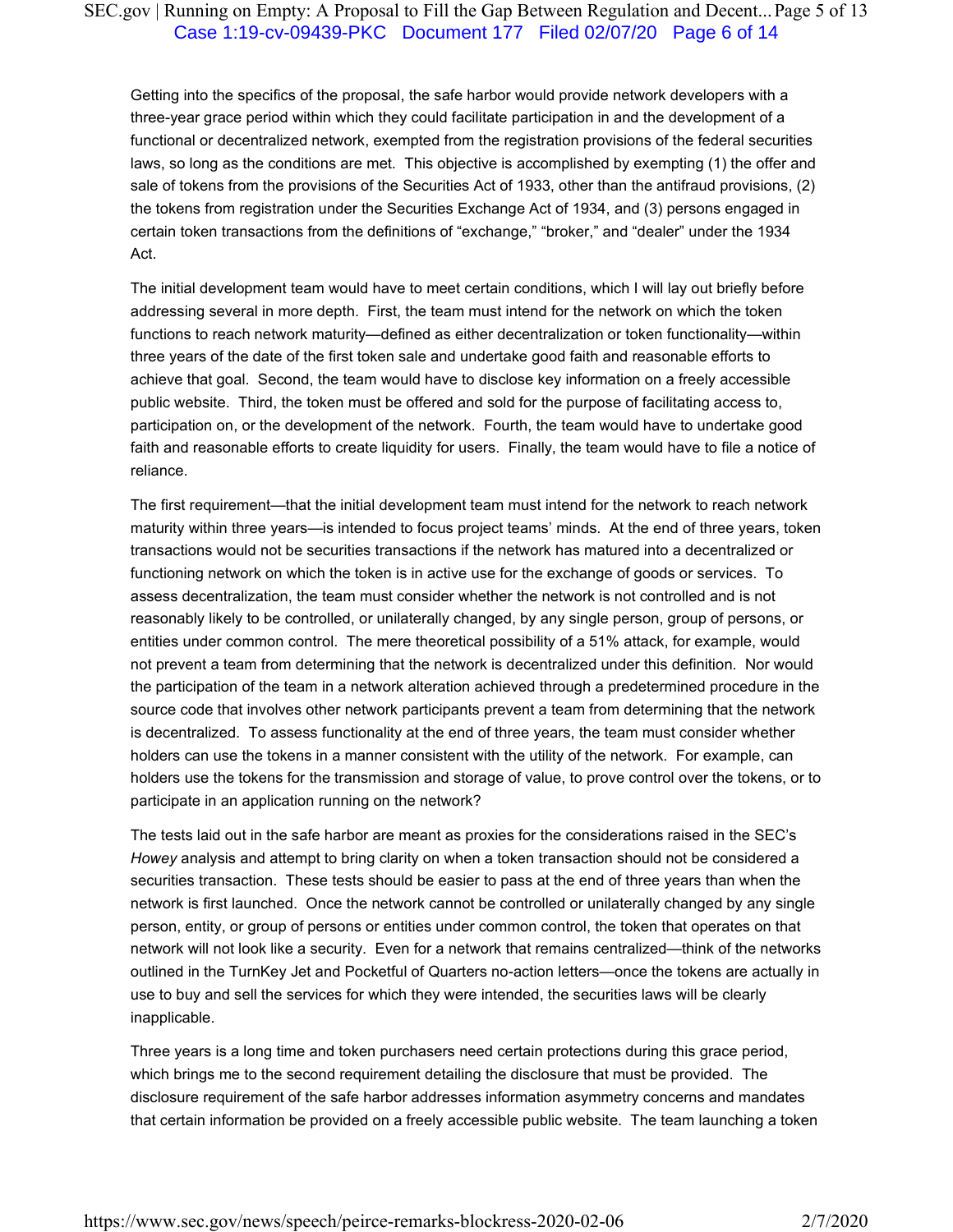Getting into the specifics of the proposal, the safe harbor would provide network developers with a three-year grace period within which they could facilitate participation in and the development of a functional or decentralized network, exempted from the registration provisions of the federal securities laws, so long as the conditions are met. This objective is accomplished by exempting (1) the offer and sale of tokens from the provisions of the Securities Act of 1933, other than the antifraud provisions, (2) the tokens from registration under the Securities Exchange Act of 1934, and (3) persons engaged in certain token transactions from the definitions of "exchange," "broker," and "dealer" under the 1934 Act.

The initial development team would have to meet certain conditions, which I will lay out briefly before addressing several in more depth. First, the team must intend for the network on which the token functions to reach network maturity—defined as either decentralization or token functionality—within three years of the date of the first token sale and undertake good faith and reasonable efforts to achieve that goal. Second, the team would have to disclose key information on a freely accessible public website. Third, the token must be offered and sold for the purpose of facilitating access to, participation on, or the development of the network. Fourth, the team would have to undertake good faith and reasonable efforts to create liquidity for users. Finally, the team would have to file a notice of reliance.

The first requirement—that the initial development team must intend for the network to reach network maturity within three years—is intended to focus project teams' minds. At the end of three years, token transactions would not be securities transactions if the network has matured into a decentralized or functioning network on which the token is in active use for the exchange of goods or services. To assess decentralization, the team must consider whether the network is not controlled and is not reasonably likely to be controlled, or unilaterally changed, by any single person, group of persons, or entities under common control. The mere theoretical possibility of a 51% attack, for example, would not prevent a team from determining that the network is decentralized under this definition. Nor would the participation of the team in a network alteration achieved through a predetermined procedure in the source code that involves other network participants prevent a team from determining that the network is decentralized. To assess functionality at the end of three years, the team must consider whether holders can use the tokens in a manner consistent with the utility of the network. For example, can holders use the tokens for the transmission and storage of value, to prove control over the tokens, or to participate in an application running on the network?

The tests laid out in the safe harbor are meant as proxies for the considerations raised in the SEC's *Howey* analysis and attempt to bring clarity on when a token transaction should not be considered a securities transaction. These tests should be easier to pass at the end of three years than when the network is first launched. Once the network cannot be controlled or unilaterally changed by any single person, entity, or group of persons or entities under common control, the token that operates on that network will not look like a security. Even for a network that remains centralized—think of the networks outlined in the TurnKey Jet and Pocketful of Quarters no-action letters—once the tokens are actually in use to buy and sell the services for which they were intended, the securities laws will be clearly inapplicable.

Three years is a long time and token purchasers need certain protections during this grace period, which brings me to the second requirement detailing the disclosure that must be provided. The disclosure requirement of the safe harbor addresses information asymmetry concerns and mandates that certain information be provided on a freely accessible public website. The team launching a token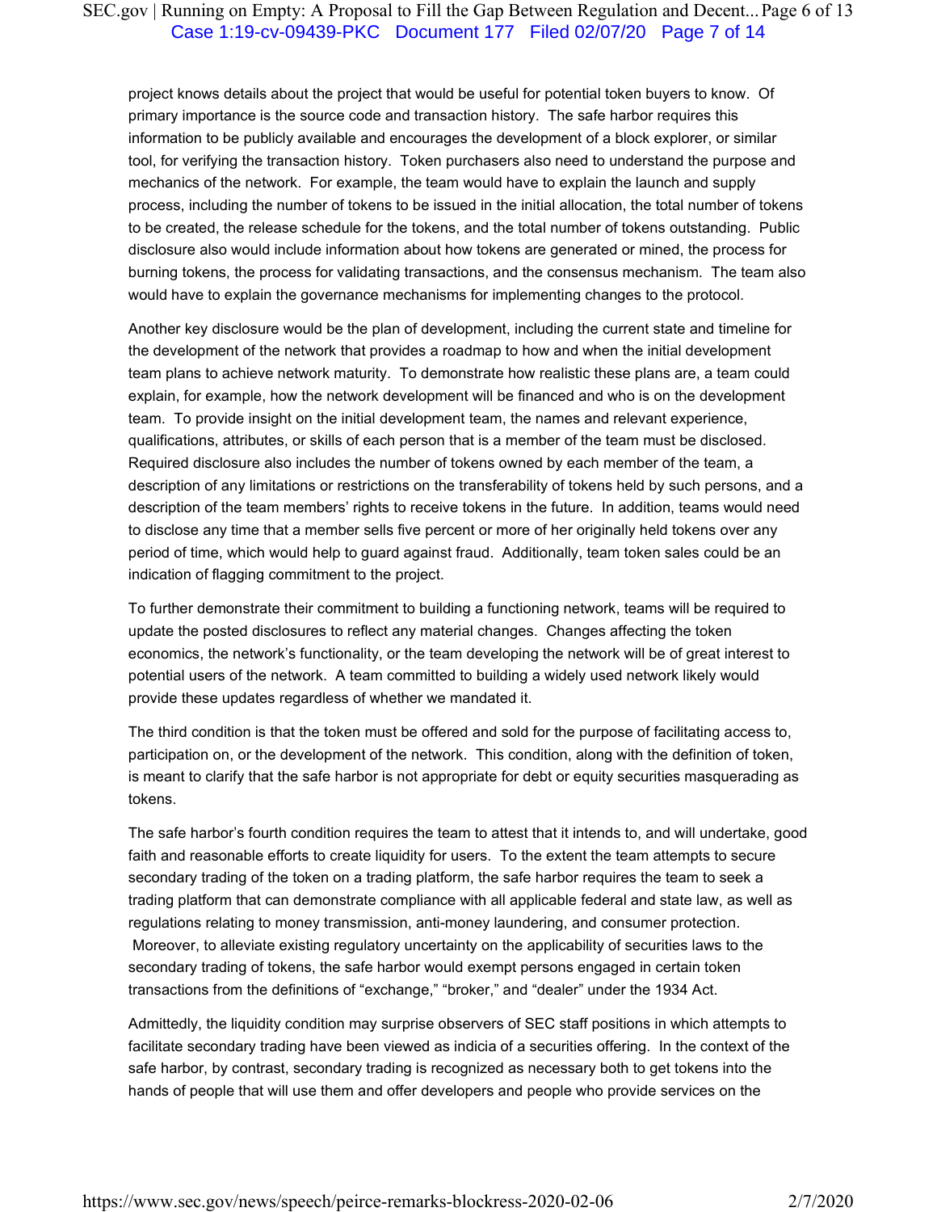project knows details about the project that would be useful for potential token buyers to know. Of primary importance is the source code and transaction history. The safe harbor requires this information to be publicly available and encourages the development of a block explorer, or similar tool, for verifying the transaction history. Token purchasers also need to understand the purpose and mechanics of the network. For example, the team would have to explain the launch and supply process, including the number of tokens to be issued in the initial allocation, the total number of tokens to be created, the release schedule for the tokens, and the total number of tokens outstanding. Public disclosure also would include information about how tokens are generated or mined, the process for burning tokens, the process for validating transactions, and the consensus mechanism. The team also would have to explain the governance mechanisms for implementing changes to the protocol.

Another key disclosure would be the plan of development, including the current state and timeline for the development of the network that provides a roadmap to how and when the initial development team plans to achieve network maturity. To demonstrate how realistic these plans are, a team could explain, for example, how the network development will be financed and who is on the development team. To provide insight on the initial development team, the names and relevant experience, qualifications, attributes, or skills of each person that is a member of the team must be disclosed. Required disclosure also includes the number of tokens owned by each member of the team, a description of any limitations or restrictions on the transferability of tokens held by such persons, and a description of the team members' rights to receive tokens in the future. In addition, teams would need to disclose any time that a member sells five percent or more of her originally held tokens over any period of time, which would help to guard against fraud. Additionally, team token sales could be an indication of flagging commitment to the project.

To further demonstrate their commitment to building a functioning network, teams will be required to update the posted disclosures to reflect any material changes. Changes affecting the token economics, the network's functionality, or the team developing the network will be of great interest to potential users of the network. A team committed to building a widely used network likely would provide these updates regardless of whether we mandated it.

The third condition is that the token must be offered and sold for the purpose of facilitating access to, participation on, or the development of the network. This condition, along with the definition of token, is meant to clarify that the safe harbor is not appropriate for debt or equity securities masquerading as tokens.

The safe harbor's fourth condition requires the team to attest that it intends to, and will undertake, good faith and reasonable efforts to create liquidity for users. To the extent the team attempts to secure secondary trading of the token on a trading platform, the safe harbor requires the team to seek a trading platform that can demonstrate compliance with all applicable federal and state law, as well as regulations relating to money transmission, anti-money laundering, and consumer protection. Moreover, to alleviate existing regulatory uncertainty on the applicability of securities laws to the secondary trading of tokens, the safe harbor would exempt persons engaged in certain token transactions from the definitions of "exchange," "broker," and "dealer" under the 1934 Act.

Admittedly, the liquidity condition may surprise observers of SEC staff positions in which attempts to facilitate secondary trading have been viewed as indicia of a securities offering. In the context of the safe harbor, by contrast, secondary trading is recognized as necessary both to get tokens into the hands of people that will use them and offer developers and people who provide services on the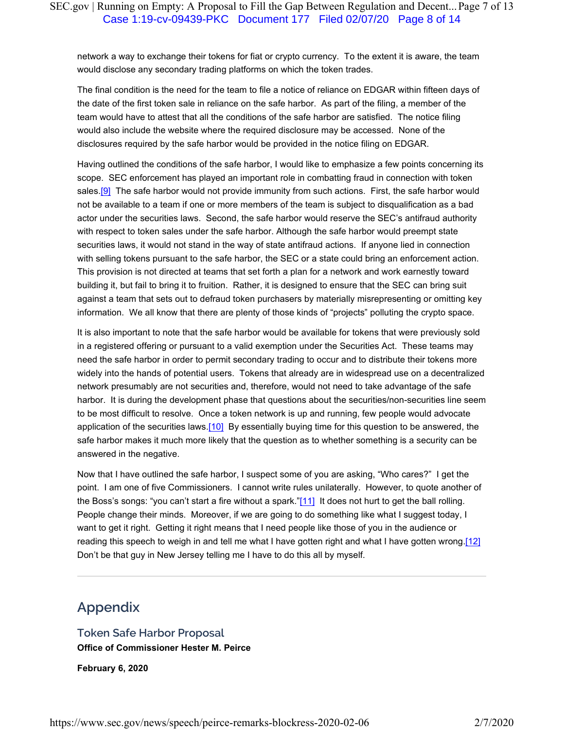network a way to exchange their tokens for fiat or crypto currency. To the extent it is aware, the team would disclose any secondary trading platforms on which the token trades.

The final condition is the need for the team to file a notice of reliance on EDGAR within fifteen days of the date of the first token sale in reliance on the safe harbor. As part of the filing, a member of the team would have to attest that all the conditions of the safe harbor are satisfied. The notice filing would also include the website where the required disclosure may be accessed. None of the disclosures required by the safe harbor would be provided in the notice filing on EDGAR.

Having outlined the conditions of the safe harbor, I would like to emphasize a few points concerning its scope. SEC enforcement has played an important role in combatting fraud in connection with token sales.[9] The safe harbor would not provide immunity from such actions. First, the safe harbor would not be available to a team if one or more members of the team is subject to disqualification as a bad actor under the securities laws. Second, the safe harbor would reserve the SEC's antifraud authority with respect to token sales under the safe harbor. Although the safe harbor would preempt state securities laws, it would not stand in the way of state antifraud actions. If anyone lied in connection with selling tokens pursuant to the safe harbor, the SEC or a state could bring an enforcement action. This provision is not directed at teams that set forth a plan for a network and work earnestly toward building it, but fail to bring it to fruition. Rather, it is designed to ensure that the SEC can bring suit against a team that sets out to defraud token purchasers by materially misrepresenting or omitting key information. We all know that there are plenty of those kinds of "projects" polluting the crypto space.

It is also important to note that the safe harbor would be available for tokens that were previously sold in a registered offering or pursuant to a valid exemption under the Securities Act. These teams may need the safe harbor in order to permit secondary trading to occur and to distribute their tokens more widely into the hands of potential users. Tokens that already are in widespread use on a decentralized network presumably are not securities and, therefore, would not need to take advantage of the safe harbor. It is during the development phase that questions about the securities/non-securities line seem to be most difficult to resolve. Once a token network is up and running, few people would advocate application of the securities laws.[10] By essentially buying time for this question to be answered, the safe harbor makes it much more likely that the question as to whether something is a security can be answered in the negative.

Now that I have outlined the safe harbor, I suspect some of you are asking, "Who cares?" I get the point. I am one of five Commissioners. I cannot write rules unilaterally. However, to quote another of the Boss's songs: "you can't start a fire without a spark."[11] It does not hurt to get the ball rolling. People change their minds. Moreover, if we are going to do something like what I suggest today, I want to get it right. Getting it right means that I need people like those of you in the audience or reading this speech to weigh in and tell me what I have gotten right and what I have gotten wrong.[12] Don't be that guy in New Jersey telling me I have to do this all by myself.

---

## Appendix

### Token Safe Harbor Proposal

**Office of Commissioner Hester M. Peirce**

**February 6, 2020**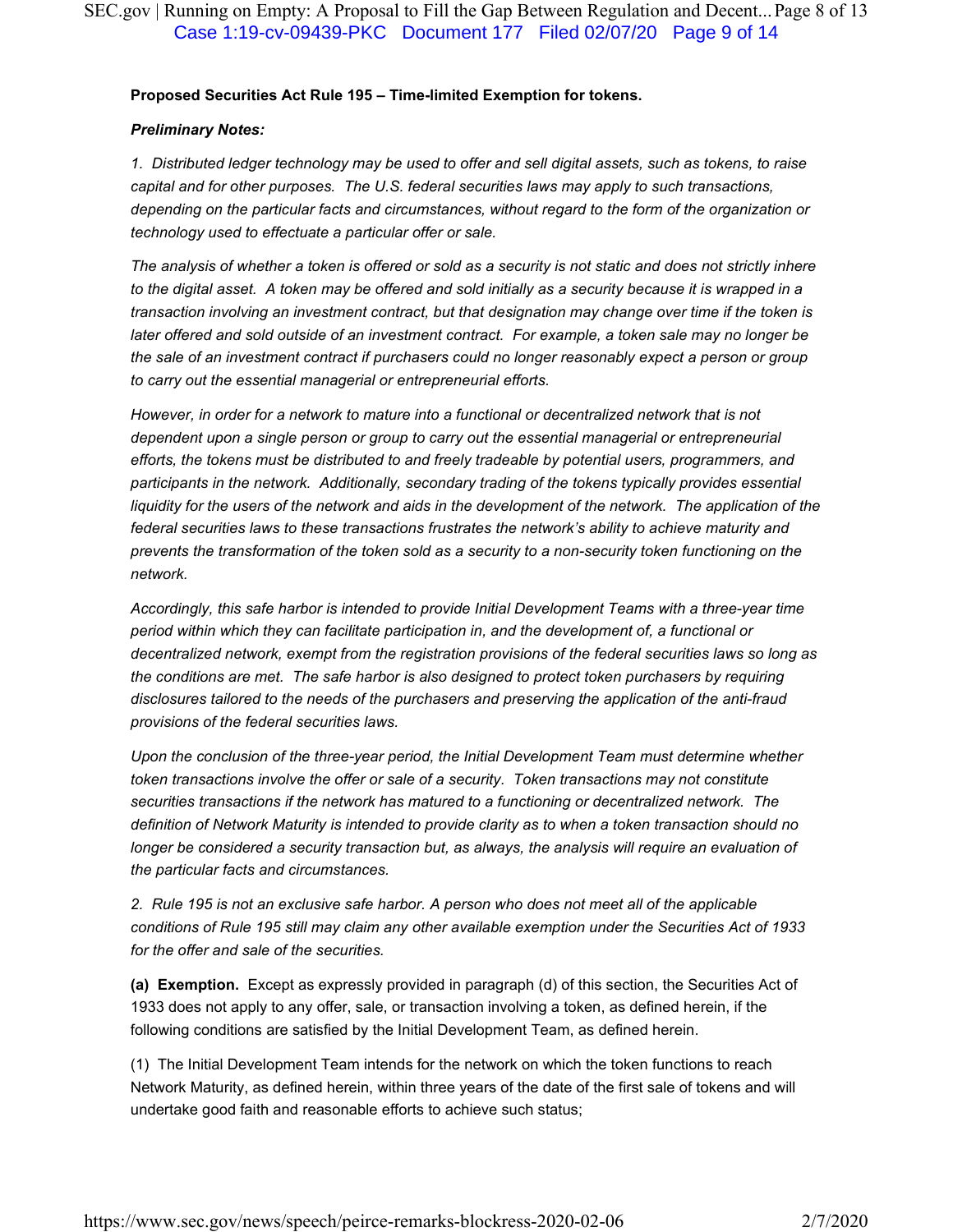**Proposed Securities Act Rule 195 – Time-limited Exemption for tokens.**

***Preliminary Notes:***

*1. Distributed ledger technology may be used to offer and sell digital assets, such as tokens, to raise capital and for other purposes. The U.S. federal securities laws may apply to such transactions, depending on the particular facts and circumstances, without regard to the form of the organization or technology used to effectuate a particular offer or sale.*

*The analysis of whether a token is offered or sold as a security is not static and does not strictly inhere to the digital asset. A token may be offered and sold initially as a security because it is wrapped in a transaction involving an investment contract, but that designation may change over time if the token is later offered and sold outside of an investment contract. For example, a token sale may no longer be the sale of an investment contract if purchasers could no longer reasonably expect a person or group to carry out the essential managerial or entrepreneurial efforts.*

*However, in order for a network to mature into a functional or decentralized network that is not dependent upon a single person or group to carry out the essential managerial or entrepreneurial efforts, the tokens must be distributed to and freely tradeable by potential users, programmers, and participants in the network. Additionally, secondary trading of the tokens typically provides essential liquidity for the users of the network and aids in the development of the network. The application of the federal securities laws to these transactions frustrates the network's ability to achieve maturity and prevents the transformation of the token sold as a security to a non-security token functioning on the network.*

*Accordingly, this safe harbor is intended to provide Initial Development Teams with a three-year time period within which they can facilitate participation in, and the development of, a functional or decentralized network, exempt from the registration provisions of the federal securities laws so long as the conditions are met. The safe harbor is also designed to protect token purchasers by requiring disclosures tailored to the needs of the purchasers and preserving the application of the anti-fraud provisions of the federal securities laws.*

*Upon the conclusion of the three-year period, the Initial Development Team must determine whether token transactions involve the offer or sale of a security. Token transactions may not constitute securities transactions if the network has matured to a functioning or decentralized network. The definition of Network Maturity is intended to provide clarity as to when a token transaction should no longer be considered a security transaction but, as always, the analysis will require an evaluation of the particular facts and circumstances.*

*2. Rule 195 is not an exclusive safe harbor. A person who does not meet all of the applicable conditions of Rule 195 still may claim any other available exemption under the Securities Act of 1933 for the offer and sale of the securities.*

**(a) Exemption.** Except as expressly provided in paragraph (d) of this section, the Securities Act of 1933 does not apply to any offer, sale, or transaction involving a token, as defined herein, if the following conditions are satisfied by the Initial Development Team, as defined herein.

(1) The Initial Development Team intends for the network on which the token functions to reach Network Maturity, as defined herein, within three years of the date of the first sale of tokens and will undertake good faith and reasonable efforts to achieve such status;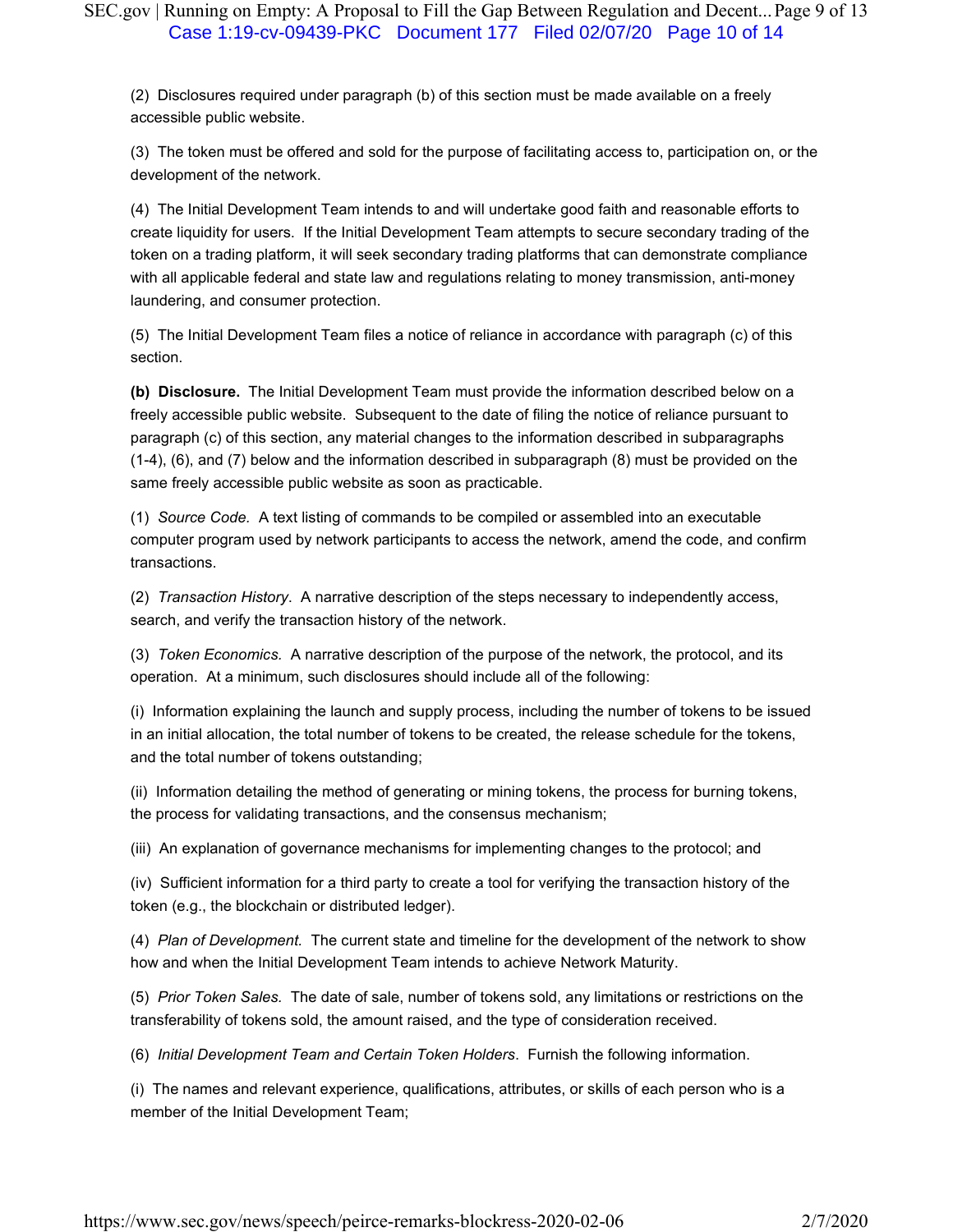(2) Disclosures required under paragraph (b) of this section must be made available on a freely accessible public website.

(3) The token must be offered and sold for the purpose of facilitating access to, participation on, or the development of the network.

(4) The Initial Development Team intends to and will undertake good faith and reasonable efforts to create liquidity for users. If the Initial Development Team attempts to secure secondary trading of the token on a trading platform, it will seek secondary trading platforms that can demonstrate compliance with all applicable federal and state law and regulations relating to money transmission, anti-money laundering, and consumer protection.

(5) The Initial Development Team files a notice of reliance in accordance with paragraph (c) of this section.

**(b) Disclosure.** The Initial Development Team must provide the information described below on a freely accessible public website. Subsequent to the date of filing the notice of reliance pursuant to paragraph (c) of this section, any material changes to the information described in subparagraphs (1-4), (6), and (7) below and the information described in subparagraph (8) must be provided on the same freely accessible public website as soon as practicable.

(1) *Source Code.* A text listing of commands to be compiled or assembled into an executable computer program used by network participants to access the network, amend the code, and confirm transactions.

(2) *Transaction History*. A narrative description of the steps necessary to independently access, search, and verify the transaction history of the network.

(3) *Token Economics.* A narrative description of the purpose of the network, the protocol, and its operation. At a minimum, such disclosures should include all of the following:

(i) Information explaining the launch and supply process, including the number of tokens to be issued in an initial allocation, the total number of tokens to be created, the release schedule for the tokens, and the total number of tokens outstanding;

(ii) Information detailing the method of generating or mining tokens, the process for burning tokens, the process for validating transactions, and the consensus mechanism;

(iii) An explanation of governance mechanisms for implementing changes to the protocol; and

(iv) Sufficient information for a third party to create a tool for verifying the transaction history of the token (e.g., the blockchain or distributed ledger).

(4) *Plan of Development.* The current state and timeline for the development of the network to show how and when the Initial Development Team intends to achieve Network Maturity.

(5) *Prior Token Sales.* The date of sale, number of tokens sold, any limitations or restrictions on the transferability of tokens sold, the amount raised, and the type of consideration received.

(6) *Initial Development Team and Certain Token Holders*. Furnish the following information.

(i) The names and relevant experience, qualifications, attributes, or skills of each person who is a member of the Initial Development Team;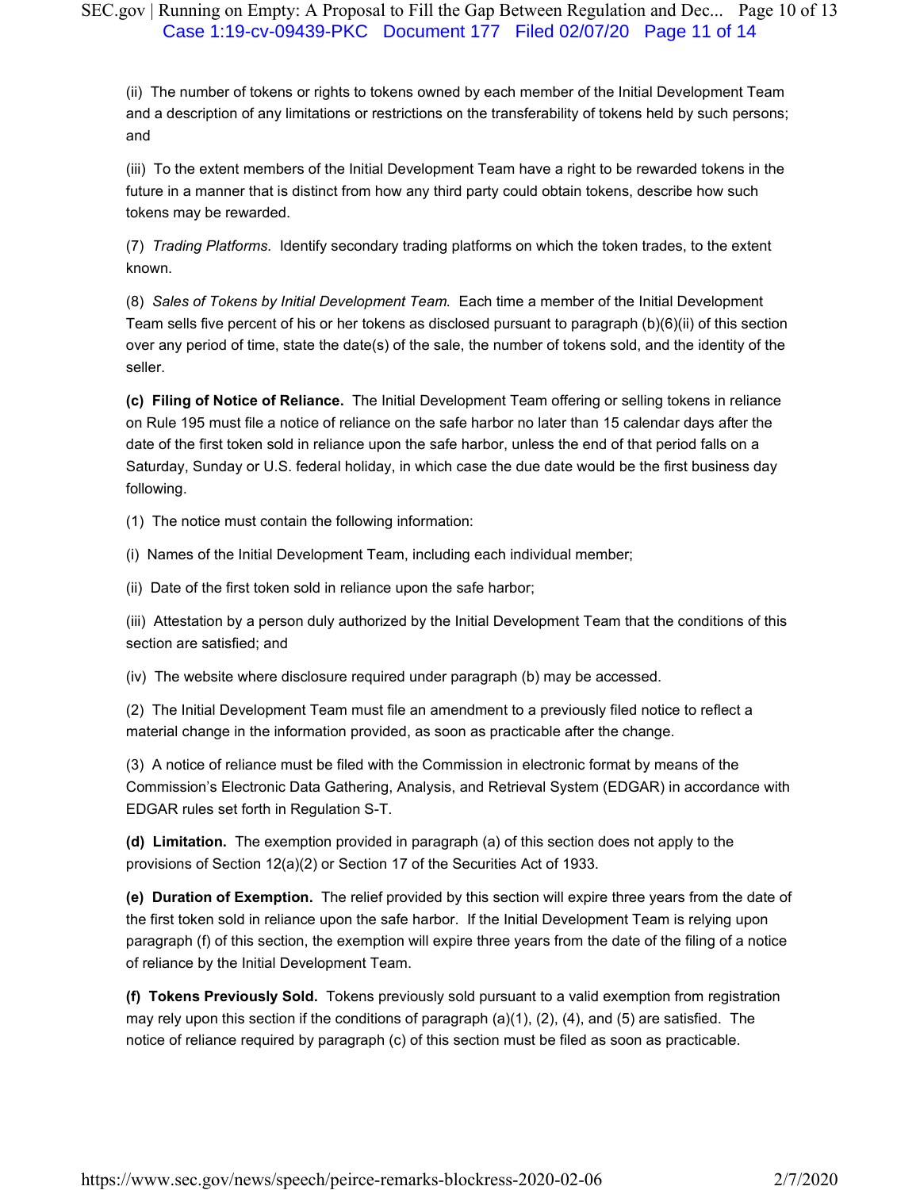(ii) The number of tokens or rights to tokens owned by each member of the Initial Development Team and a description of any limitations or restrictions on the transferability of tokens held by such persons; and

(iii) To the extent members of the Initial Development Team have a right to be rewarded tokens in the future in a manner that is distinct from how any third party could obtain tokens, describe how such tokens may be rewarded.

(7) *Trading Platforms.* Identify secondary trading platforms on which the token trades, to the extent known.

(8) *Sales of Tokens by Initial Development Team.* Each time a member of the Initial Development Team sells five percent of his or her tokens as disclosed pursuant to paragraph (b)(6)(ii) of this section over any period of time, state the date(s) of the sale, the number of tokens sold, and the identity of the seller.

**(c) Filing of Notice of Reliance.** The Initial Development Team offering or selling tokens in reliance on Rule 195 must file a notice of reliance on the safe harbor no later than 15 calendar days after the date of the first token sold in reliance upon the safe harbor, unless the end of that period falls on a Saturday, Sunday or U.S. federal holiday, in which case the due date would be the first business day following.

(1) The notice must contain the following information:

(i) Names of the Initial Development Team, including each individual member;

(ii) Date of the first token sold in reliance upon the safe harbor;

(iii) Attestation by a person duly authorized by the Initial Development Team that the conditions of this section are satisfied; and

(iv) The website where disclosure required under paragraph (b) may be accessed.

(2) The Initial Development Team must file an amendment to a previously filed notice to reflect a material change in the information provided, as soon as practicable after the change.

(3) A notice of reliance must be filed with the Commission in electronic format by means of the Commission's Electronic Data Gathering, Analysis, and Retrieval System (EDGAR) in accordance with EDGAR rules set forth in Regulation S-T.

**(d) Limitation.** The exemption provided in paragraph (a) of this section does not apply to the provisions of Section 12(a)(2) or Section 17 of the Securities Act of 1933.

**(e) Duration of Exemption.** The relief provided by this section will expire three years from the date of the first token sold in reliance upon the safe harbor. If the Initial Development Team is relying upon paragraph (f) of this section, the exemption will expire three years from the date of the filing of a notice of reliance by the Initial Development Team.

**(f) Tokens Previously Sold.** Tokens previously sold pursuant to a valid exemption from registration may rely upon this section if the conditions of paragraph (a)(1), (2), (4), and (5) are satisfied. The notice of reliance required by paragraph (c) of this section must be filed as soon as practicable.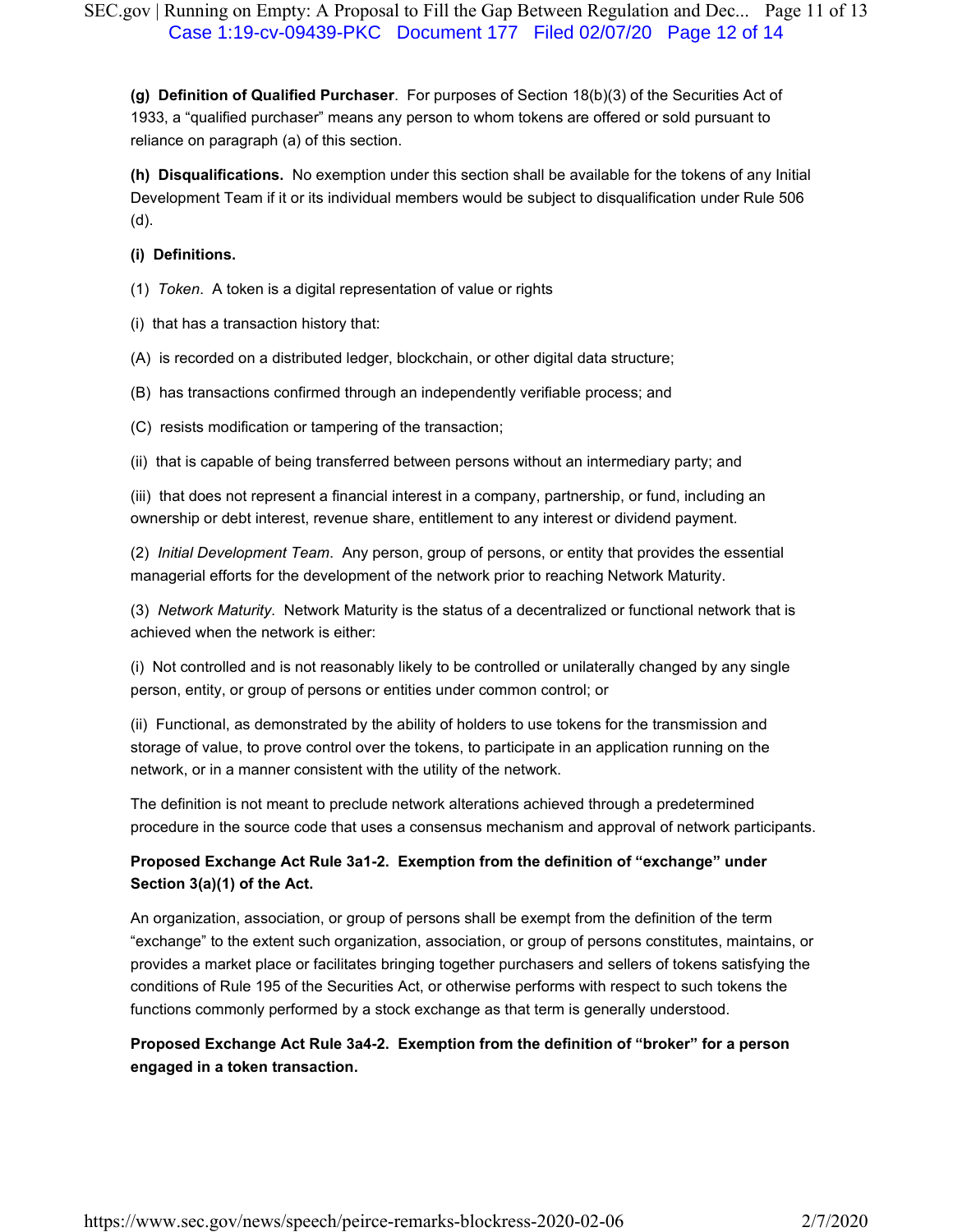**(g) Definition of Qualified Purchaser**. For purposes of Section 18(b)(3) of the Securities Act of 1933, a "qualified purchaser" means any person to whom tokens are offered or sold pursuant to reliance on paragraph (a) of this section.

**(h) Disqualifications.** No exemption under this section shall be available for the tokens of any Initial Development Team if it or its individual members would be subject to disqualification under Rule 506 (d).

**(i) Definitions.**

(1) *Token*. A token is a digital representation of value or rights

(i) that has a transaction history that:

(A) is recorded on a distributed ledger, blockchain, or other digital data structure;

(B) has transactions confirmed through an independently verifiable process; and

(C) resists modification or tampering of the transaction;

(ii) that is capable of being transferred between persons without an intermediary party; and

(iii) that does not represent a financial interest in a company, partnership, or fund, including an ownership or debt interest, revenue share, entitlement to any interest or dividend payment.

(2) *Initial Development Team*. Any person, group of persons, or entity that provides the essential managerial efforts for the development of the network prior to reaching Network Maturity.

(3) *Network Maturity*. Network Maturity is the status of a decentralized or functional network that is achieved when the network is either:

(i) Not controlled and is not reasonably likely to be controlled or unilaterally changed by any single person, entity, or group of persons or entities under common control; or

(ii) Functional, as demonstrated by the ability of holders to use tokens for the transmission and storage of value, to prove control over the tokens, to participate in an application running on the network, or in a manner consistent with the utility of the network.

The definition is not meant to preclude network alterations achieved through a predetermined procedure in the source code that uses a consensus mechanism and approval of network participants.

**Proposed Exchange Act Rule 3a1-2. Exemption from the definition of "exchange" under Section 3(a)(1) of the Act.**

An organization, association, or group of persons shall be exempt from the definition of the term "exchange" to the extent such organization, association, or group of persons constitutes, maintains, or provides a market place or facilitates bringing together purchasers and sellers of tokens satisfying the conditions of Rule 195 of the Securities Act, or otherwise performs with respect to such tokens the functions commonly performed by a stock exchange as that term is generally understood.

**Proposed Exchange Act Rule 3a4-2. Exemption from the definition of "broker" for a person engaged in a token transaction.**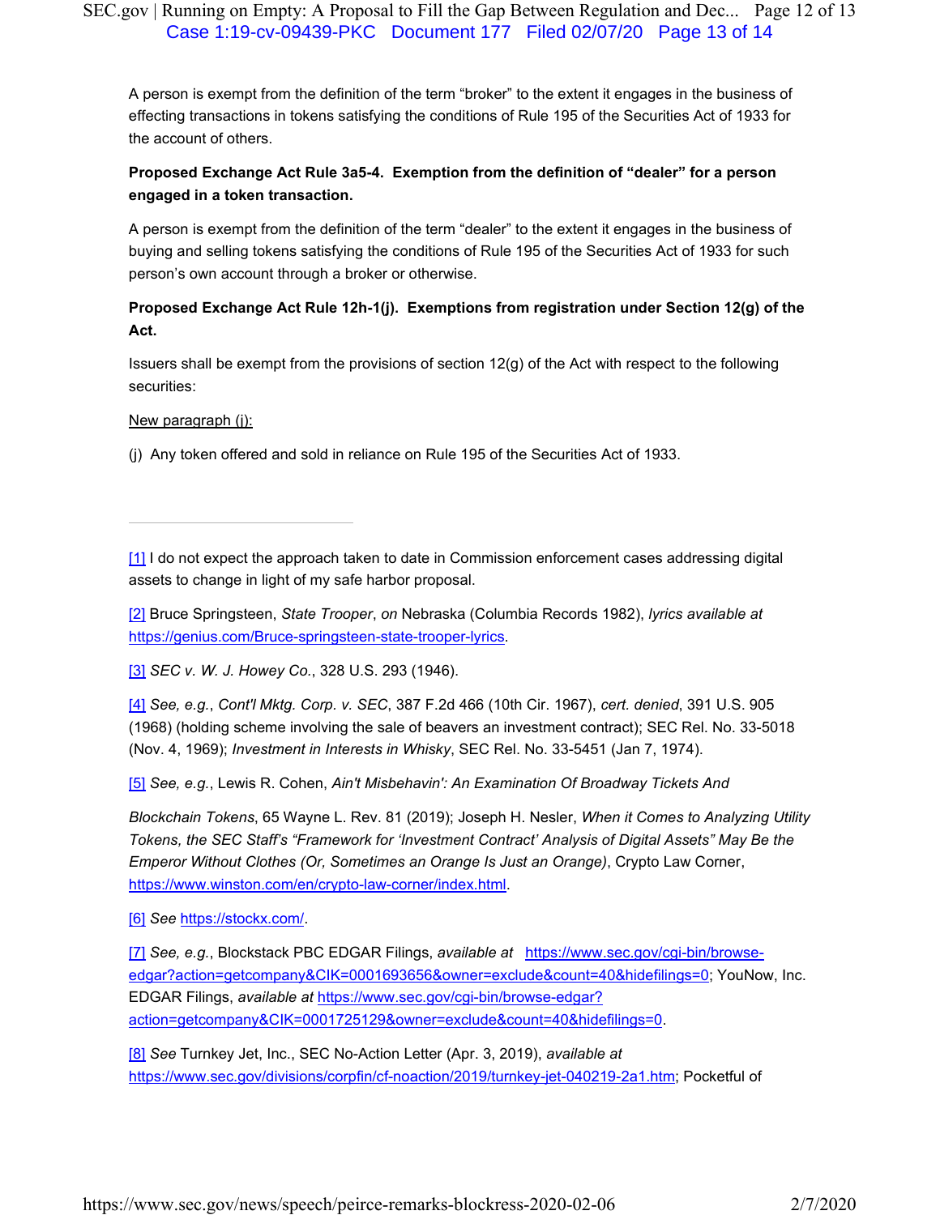A person is exempt from the definition of the term "broker" to the extent it engages in the business of effecting transactions in tokens satisfying the conditions of Rule 195 of the Securities Act of 1933 for the account of others.

**Proposed Exchange Act Rule 3a5-4. Exemption from the definition of "dealer" for a person engaged in a token transaction.**

A person is exempt from the definition of the term "dealer" to the extent it engages in the business of buying and selling tokens satisfying the conditions of Rule 195 of the Securities Act of 1933 for such person's own account through a broker or otherwise.

**Proposed Exchange Act Rule 12h-1(j). Exemptions from registration under Section 12(g) of the Act.**

Issuers shall be exempt from the provisions of section 12(g) of the Act with respect to the following securities:

New paragraph (j):

(j) Any token offered and sold in reliance on Rule 195 of the Securities Act of 1933.

---

[1] I do not expect the approach taken to date in Commission enforcement cases addressing digital assets to change in light of my safe harbor proposal.

[2] Bruce Springsteen, *State Trooper*, *on* Nebraska (Columbia Records 1982), *lyrics available at* https://genius.com/Bruce-springsteen-state-trooper-lyrics.

[3] *SEC v. W. J. Howey Co.*, 328 U.S. 293 (1946).

[4] *See, e.g.*, *Cont'l Mktg. Corp. v. SEC*, 387 F.2d 466 (10th Cir. 1967), *cert. denied*, 391 U.S. 905 (1968) (holding scheme involving the sale of beavers an investment contract); SEC Rel. No. 33-5018 (Nov. 4, 1969); *Investment in Interests in Whisky*, SEC Rel. No. 33-5451 (Jan 7, 1974).

[5] *See, e.g.*, Lewis R. Cohen, *Ain't Misbehavin': An Examination Of Broadway Tickets And Blockchain Tokens*, 65 Wayne L. Rev. 81 (2019); Joseph H. Nesler, *When it Comes to Analyzing Utility Tokens, the SEC Staff's "Framework for 'Investment Contract' Analysis of Digital Assets" May Be the Emperor Without Clothes (Or, Sometimes an Orange Is Just an Orange)*, Crypto Law Corner, https://www.winston.com/en/crypto-law-corner/index.html.

[6] *See* https://stockx.com/.

[7] *See, e.g.*, Blockstack PBC EDGAR Filings, *available at* https://www.sec.gov/cgi-bin/browse-edgar?action=getcompany&CIK=0001693656&owner=exclude&count=40&hidefilings=0; YouNow, Inc. EDGAR Filings, *available at* https://www.sec.gov/cgi-bin/browse-edgar?action=getcompany&CIK=0001725129&owner=exclude&count=40&hidefilings=0.

[8] *See* Turnkey Jet, Inc., SEC No-Action Letter (Apr. 3, 2019), *available at* https://www.sec.gov/divisions/corpfin/cf-noaction/2019/turnkey-jet-040219-2a1.htm; Pocketful of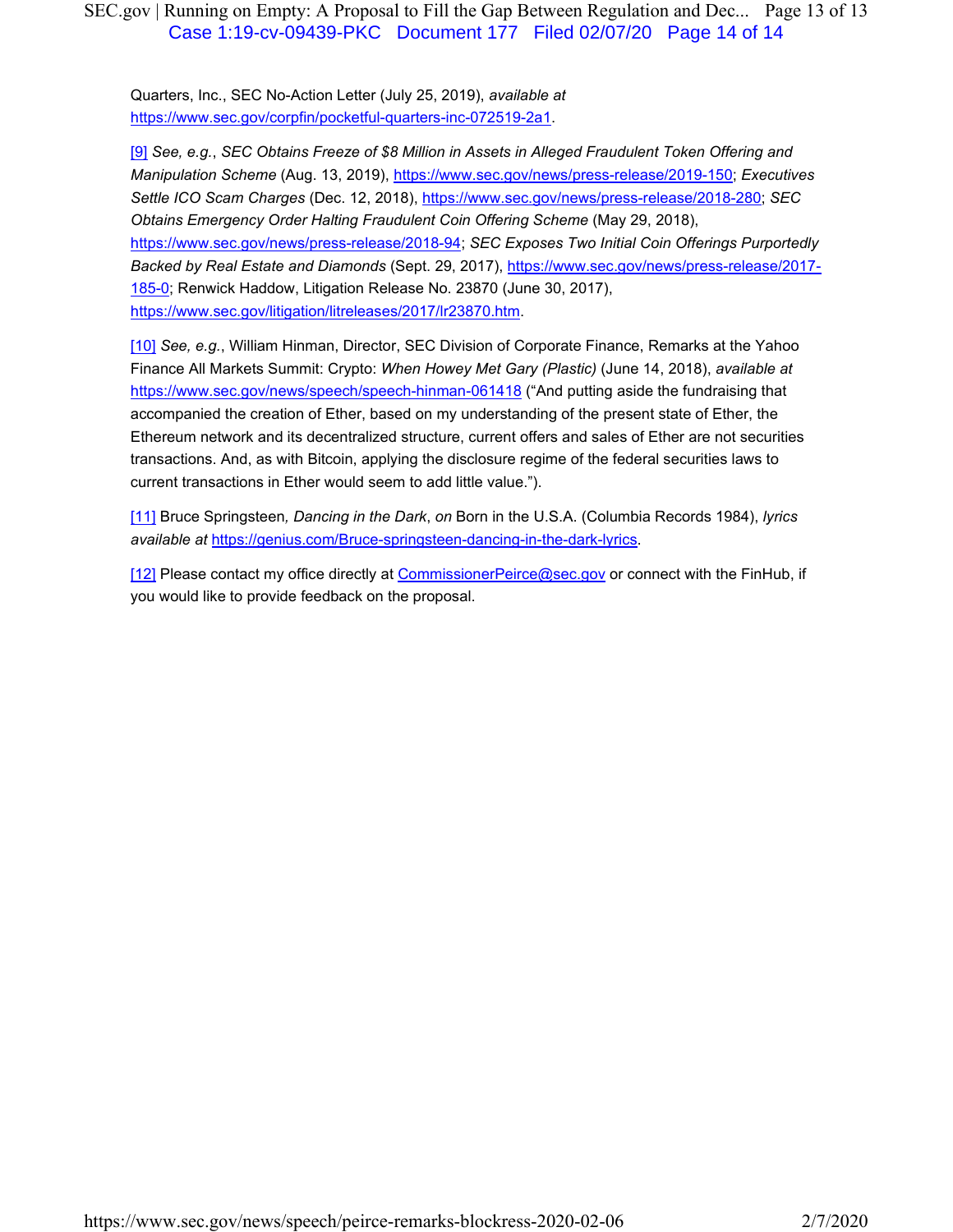Quarters, Inc., SEC No-Action Letter (July 25, 2019), *available at* https://www.sec.gov/corpfin/pocketful-quarters-inc-072519-2a1.

[9] *See, e.g.*, *SEC Obtains Freeze of $8 Million in Assets in Alleged Fraudulent Token Offering and Manipulation Scheme* (Aug. 13, 2019), https://www.sec.gov/news/press-release/2019-150; *Executives Settle ICO Scam Charges* (Dec. 12, 2018), https://www.sec.gov/news/press-release/2018-280; *SEC Obtains Emergency Order Halting Fraudulent Coin Offering Scheme* (May 29, 2018), https://www.sec.gov/news/press-release/2018-94; *SEC Exposes Two Initial Coin Offerings Purportedly Backed by Real Estate and Diamonds* (Sept. 29, 2017), https://www.sec.gov/news/press-release/2017-185-0; Renwick Haddow, Litigation Release No. 23870 (June 30, 2017), https://www.sec.gov/litigation/litreleases/2017/lr23870.htm.

[10] *See, e.g.*, William Hinman, Director, SEC Division of Corporate Finance, Remarks at the Yahoo Finance All Markets Summit: Crypto: *When Howey Met Gary (Plastic)* (June 14, 2018), *available at* https://www.sec.gov/news/speech/speech-hinman-061418 ("And putting aside the fundraising that accompanied the creation of Ether, based on my understanding of the present state of Ether, the Ethereum network and its decentralized structure, current offers and sales of Ether are not securities transactions. And, as with Bitcoin, applying the disclosure regime of the federal securities laws to current transactions in Ether would seem to add little value.").

[11] Bruce Springsteen*, Dancing in the Dark*, *on* Born in the U.S.A. (Columbia Records 1984), *lyrics available at* https://genius.com/Bruce-springsteen-dancing-in-the-dark-lyrics.

[12] Please contact my office directly at CommissionerPeirce@sec.gov or connect with the FinHub, if you would like to provide feedback on the proposal.